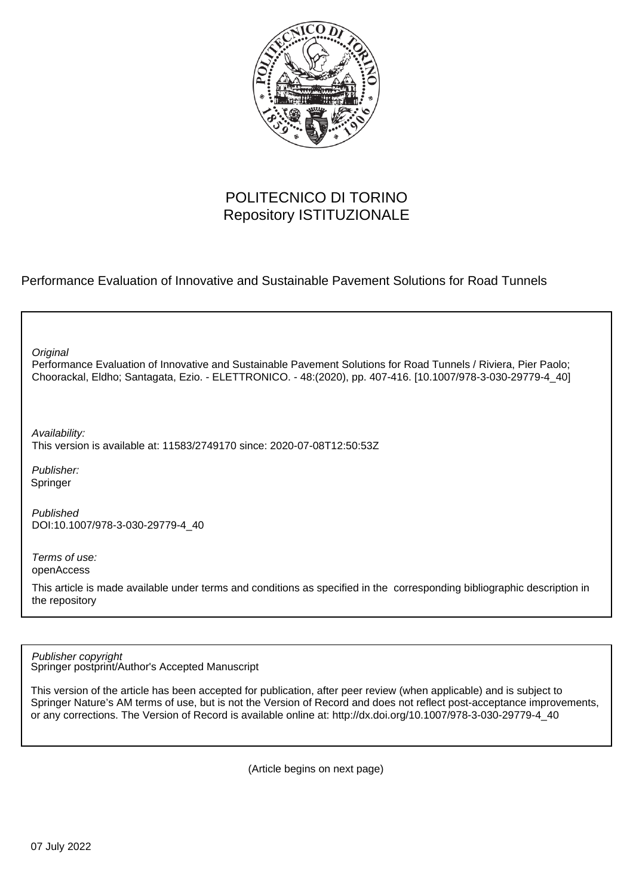POLITECNICO DI TORINO
Repository ISTITUZIONALE

Performance Evaluation of Innovative and Sustainable Pavement Solutions for Road Tunnels

*Original*
Performance Evaluation of Innovative and Sustainable Pavement Solutions for Road Tunnels / Riviera, Pier Paolo; Chooracka l, Eldho; Santagata, Ezio. - ELETTRONICO. - 48:(2020), pp. 407-416. [10.1007/978-3-030-29779-4_40]

*Availability:*
This version is available at: 11583/2749170 since: 2020-07-08T12:50:53Z

*Publisher:*
Springer

*Published*
DOI:10.1007/978-3-030-29779-4_40

*Terms of use:*
openAccess

This article is made available under terms and conditions as specified in the corresponding bibliographic description in the repository

*Publisher copyright*
Springer postprint/Author's Accepted Manuscript

This version of the article has been accepted for publication, after peer review (when applicable) and is subject to Springer Nature's AM terms of use, but is not the Version of Record and does not reflect post-acceptance improvements, or any corrections. The Version of Record is available online at: http://dx.doi.org/10.1007/978-3-030-29779-4_40

(Article begins on next page)

07 July 2022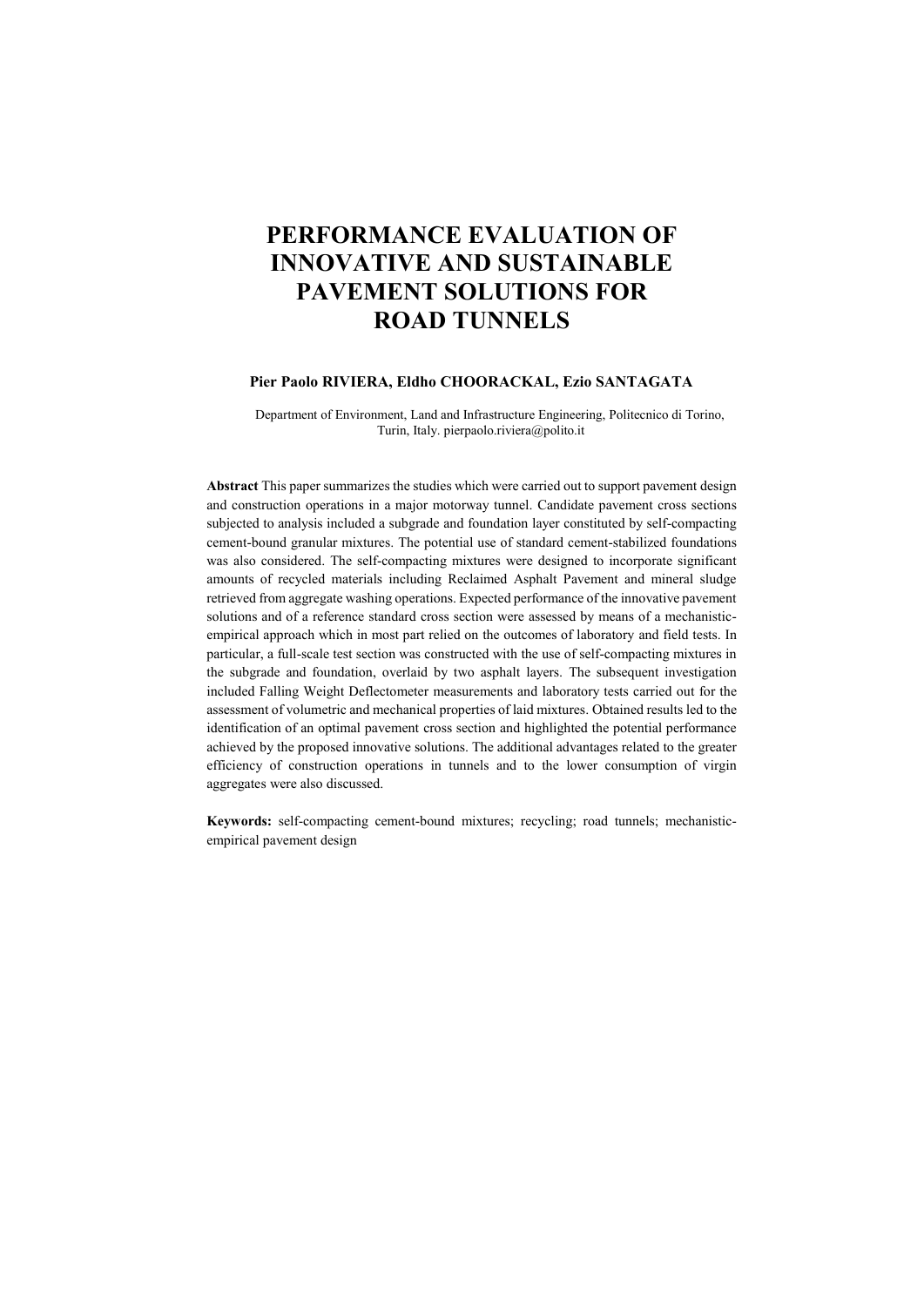# PERFORMANCE EVALUATION OF INNOVATIVE AND SUSTAINABLE PAVEMENT SOLUTIONS FOR ROAD TUNNELS

**Pier Paolo RIVIERA, Eldho CHOORACKAL, Ezio SANTAGATA**

Department of Environment, Land and Infrastructure Engineering, Politecnico di Torino, Turin, Italy. pierpaolo.riviera@polito.it

**Abstract** This paper summarizes the studies which were carried out to support pavement design and construction operations in a major motorway tunnel. Candidate pavement cross sections subjected to analysis included a subgrade and foundation layer constituted by self-compacting cement-bound granular mixtures. The potential use of standard cement-stabilized foundations was also considered. The self-compacting mixtures were designed to incorporate significant amounts of recycled materials including Reclaimed Asphalt Pavement and mineral sludge retrieved from aggregate washing operations. Expected performance of the innovative pavement solutions and of a reference standard cross section were assessed by means of a mechanistic-empirical approach which in most part relied on the outcomes of laboratory and field tests. In particular, a full-scale test section was constructed with the use of self-compacting mixtures in the subgrade and foundation, overlaid by two asphalt layers. The subsequent investigation included Falling Weight Deflectometer measurements and laboratory tests carried out for the assessment of volumetric and mechanical properties of laid mixtures. Obtained results led to the identification of an optimal pavement cross section and highlighted the potential performance achieved by the proposed innovative solutions. The additional advantages related to the greater efficiency of construction operations in tunnels and to the lower consumption of virgin aggregates were also discussed.

**Keywords:** self-compacting cement-bound mixtures; recycling; road tunnels; mechanistic-empirical pavement design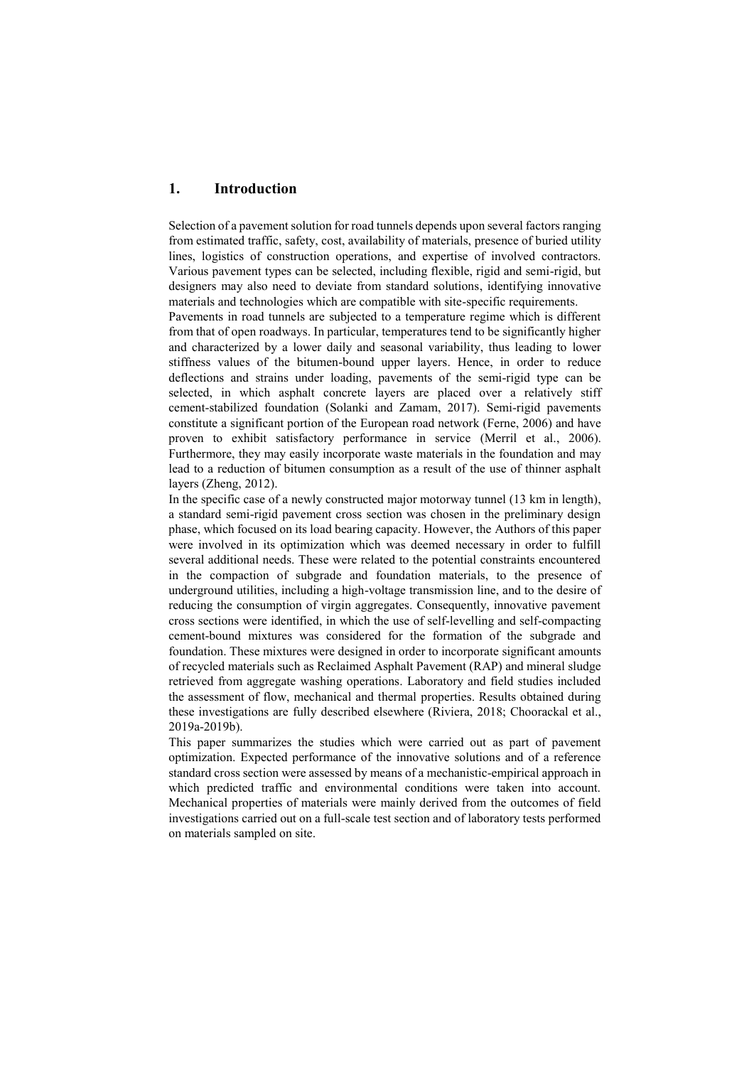## 1. Introduction

Selection of a pavement solution for road tunnels depends upon several factors ranging from estimated traffic, safety, cost, availability of materials, presence of buried utility lines, logistics of construction operations, and expertise of involved contractors. Various pavement types can be selected, including flexible, rigid and semi-rigid, but designers may also need to deviate from standard solutions, identifying innovative materials and technologies which are compatible with site-specific requirements.

Pavements in road tunnels are subjected to a temperature regime which is different from that of open roadways. In particular, temperatures tend to be significantly higher and characterized by a lower daily and seasonal variability, thus leading to lower stiffness values of the bitumen-bound upper layers. Hence, in order to reduce deflections and strains under loading, pavements of the semi-rigid type can be selected, in which asphalt concrete layers are placed over a relatively stiff cement-stabilized foundation (Solanki and Zamam, 2017). Semi-rigid pavements constitute a significant portion of the European road network (Ferne, 2006) and have proven to exhibit satisfactory performance in service (Merril et al., 2006). Furthermore, they may easily incorporate waste materials in the foundation and may lead to a reduction of bitumen consumption as a result of the use of thinner asphalt layers (Zheng, 2012).

In the specific case of a newly constructed major motorway tunnel (13 km in length), a standard semi-rigid pavement cross section was chosen in the preliminary design phase, which focused on its load bearing capacity. However, the Authors of this paper were involved in its optimization which was deemed necessary in order to fulfill several additional needs. These were related to the potential constraints encountered in the compaction of subgrade and foundation materials, to the presence of underground utilities, including a high-voltage transmission line, and to the desire of reducing the consumption of virgin aggregates. Consequently, innovative pavement cross sections were identified, in which the use of self-levelling and self-compacting cement-bound mixtures was considered for the formation of the subgrade and foundation. These mixtures were designed in order to incorporate significant amounts of recycled materials such as Reclaimed Asphalt Pavement (RAP) and mineral sludge retrieved from aggregate washing operations. Laboratory and field studies included the assessment of flow, mechanical and thermal properties. Results obtained during these investigations are fully described elsewhere (Riviera, 2018; Choorackal et al., 2019a-2019b).

This paper summarizes the studies which were carried out as part of pavement optimization. Expected performance of the innovative solutions and of a reference standard cross section were assessed by means of a mechanistic-empirical approach in which predicted traffic and environmental conditions were taken into account. Mechanical properties of materials were mainly derived from the outcomes of field investigations carried out on a full-scale test section and of laboratory tests performed on materials sampled on site.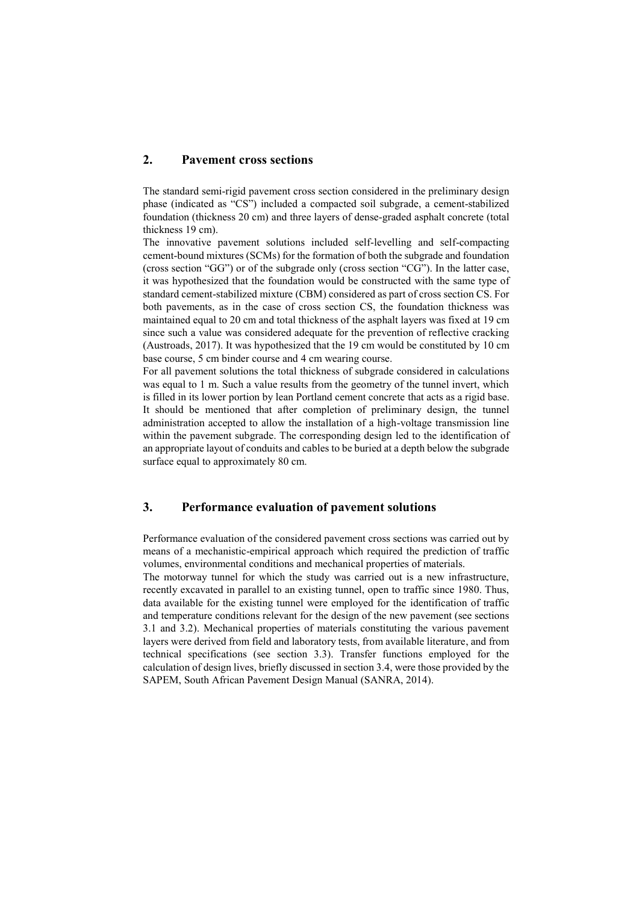## 2. Pavement cross sections

The standard semi-rigid pavement cross section considered in the preliminary design phase (indicated as "CS") included a compacted soil subgrade, a cement-stabilized foundation (thickness 20 cm) and three layers of dense-graded asphalt concrete (total thickness 19 cm).

The innovative pavement solutions included self-levelling and self-compacting cement-bound mixtures (SCMs) for the formation of both the subgrade and foundation (cross section "GG") or of the subgrade only (cross section "CG"). In the latter case, it was hypothesized that the foundation would be constructed with the same type of standard cement-stabilized mixture (CBM) considered as part of cross section CS. For both pavements, as in the case of cross section CS, the foundation thickness was maintained equal to 20 cm and total thickness of the asphalt layers was fixed at 19 cm since such a value was considered adequate for the prevention of reflective cracking (Austroads, 2017). It was hypothesized that the 19 cm would be constituted by 10 cm base course, 5 cm binder course and 4 cm wearing course.

For all pavement solutions the total thickness of subgrade considered in calculations was equal to 1 m. Such a value results from the geometry of the tunnel invert, which is filled in its lower portion by lean Portland cement concrete that acts as a rigid base. It should be mentioned that after completion of preliminary design, the tunnel administration accepted to allow the installation of a high-voltage transmission line within the pavement subgrade. The corresponding design led to the identification of an appropriate layout of conduits and cables to be buried at a depth below the subgrade surface equal to approximately 80 cm.

## 3. Performance evaluation of pavement solutions

Performance evaluation of the considered pavement cross sections was carried out by means of a mechanistic-empirical approach which required the prediction of traffic volumes, environmental conditions and mechanical properties of materials.

The motorway tunnel for which the study was carried out is a new infrastructure, recently excavated in parallel to an existing tunnel, open to traffic since 1980. Thus, data available for the existing tunnel were employed for the identification of traffic and temperature conditions relevant for the design of the new pavement (see sections 3.1 and 3.2). Mechanical properties of materials constituting the various pavement layers were derived from field and laboratory tests, from available literature, and from technical specifications (see section 3.3). Transfer functions employed for the calculation of design lives, briefly discussed in section 3.4, were those provided by the SAPEM, South African Pavement Design Manual (SANRA, 2014).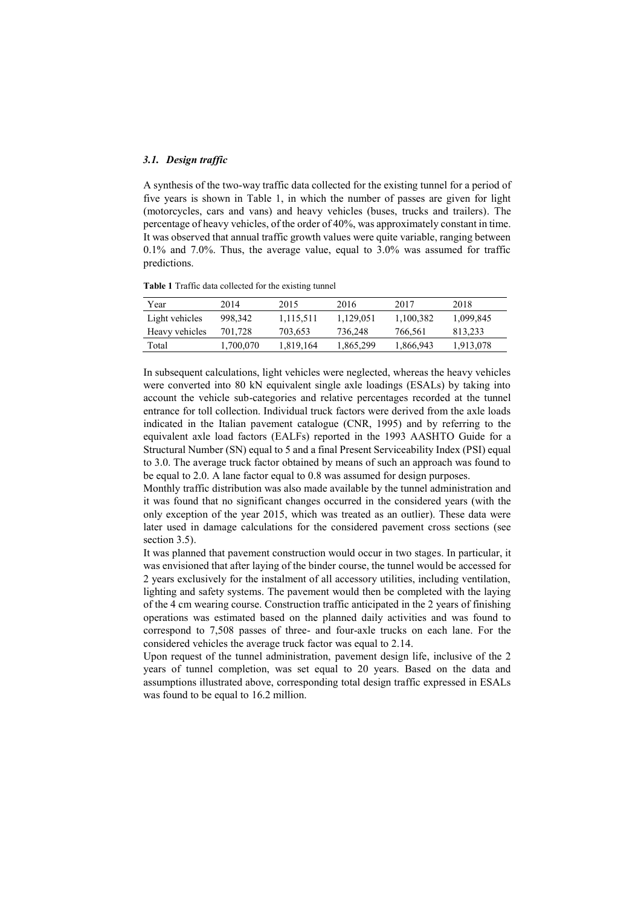### *3.1. Design traffic*

A synthesis of the two-way traffic data collected for the existing tunnel for a period of five years is shown in Table 1, in which the number of passes are given for light (motorcycles, cars and vans) and heavy vehicles (buses, trucks and trailers). The percentage of heavy vehicles, of the order of 40%, was approximately constant in time. It was observed that annual traffic growth values were quite variable, ranging between 0.1% and 7.0%. Thus, the average value, equal to 3.0% was assumed for traffic predictions.

**Table 1** Traffic data collected for the existing tunnel

| Year | 2014 | 2015 | 2016 | 2017 | 2018 |
|---|---|---|---|---|---|
| Light vehicles | 998,342 | 1,115,511 | 1,129,051 | 1,100,382 | 1,099,845 |
| Heavy vehicles | 701,728 | 703,653 | 736,248 | 766,561 | 813,233 |
| Total | 1,700,070 | 1,819,164 | 1,865,299 | 1,866,943 | 1,913,078 |

In subsequent calculations, light vehicles were neglected, whereas the heavy vehicles were converted into 80 kN equivalent single axle loadings (ESALs) by taking into account the vehicle sub-categories and relative percentages recorded at the tunnel entrance for toll collection. Individual truck factors were derived from the axle loads indicated in the Italian pavement catalogue (CNR, 1995) and by referring to the equivalent axle load factors (EALFs) reported in the 1993 AASHTO Guide for a Structural Number (SN) equal to 5 and a final Present Serviceability Index (PSI) equal to 3.0. The average truck factor obtained by means of such an approach was found to be equal to 2.0. A lane factor equal to 0.8 was assumed for design purposes.

Monthly traffic distribution was also made available by the tunnel administration and it was found that no significant changes occurred in the considered years (with the only exception of the year 2015, which was treated as an outlier). These data were later used in damage calculations for the considered pavement cross sections (see section 3.5).

It was planned that pavement construction would occur in two stages. In particular, it was envisioned that after laying of the binder course, the tunnel would be accessed for 2 years exclusively for the instalment of all accessory utilities, including ventilation, lighting and safety systems. The pavement would then be completed with the laying of the 4 cm wearing course. Construction traffic anticipated in the 2 years of finishing operations was estimated based on the planned daily activities and was found to correspond to 7,508 passes of three- and four-axle trucks on each lane. For the considered vehicles the average truck factor was equal to 2.14.

Upon request of the tunnel administration, pavement design life, inclusive of the 2 years of tunnel completion, was set equal to 20 years. Based on the data and assumptions illustrated above, corresponding total design traffic expressed in ESALs was found to be equal to 16.2 million.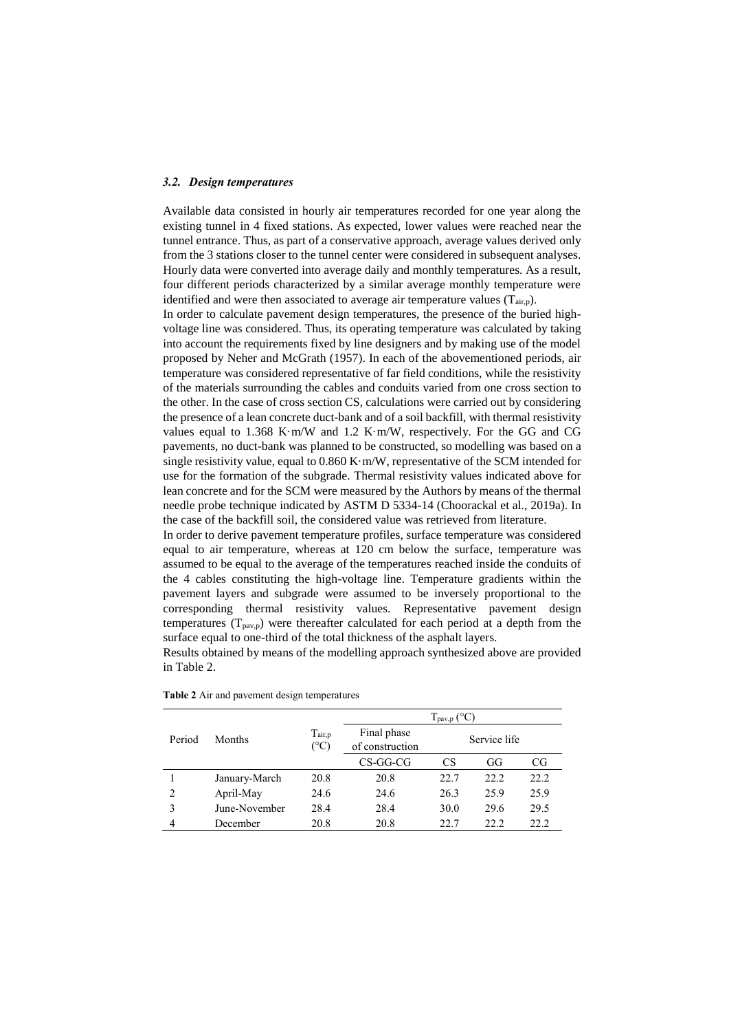### *3.2. Design temperatures*

Available data consisted in hourly air temperatures recorded for one year along the existing tunnel in 4 fixed stations. As expected, lower values were reached near the tunnel entrance. Thus, as part of a conservative approach, average values derived only from the 3 stations closer to the tunnel center were considered in subsequent analyses. Hourly data were converted into average daily and monthly temperatures. As a result, four different periods characterized by a similar average monthly temperature were identified and were then associated to average air temperature values ($T_{air,p}$).

In order to calculate pavement design temperatures, the presence of the buried high-voltage line was considered. Thus, its operating temperature was calculated by taking into account the requirements fixed by line designers and by making use of the model proposed by Neher and McGrath (1957). In each of the abovementioned periods, air temperature was considered representative of far field conditions, while the resistivity of the materials surrounding the cables and conduits varied from one cross section to the other. In the case of cross section CS, calculations were carried out by considering the presence of a lean concrete duct-bank and of a soil backfill, with thermal resistivity values equal to 1.368 K·m/W and 1.2 K·m/W, respectively. For the GG and CG pavements, no duct-bank was planned to be constructed, so modelling was based on a single resistivity value, equal to 0.860 K·m/W, representative of the SCM intended for use for the formation of the subgrade. Thermal resistivity values indicated above for lean concrete and for the SCM were measured by the Authors by means of the thermal needle probe technique indicated by ASTM D 5334-14 (Choorackal et al., 2019a). In the case of the backfill soil, the considered value was retrieved from literature.

In order to derive pavement temperature profiles, surface temperature was considered equal to air temperature, whereas at 120 cm below the surface, temperature was assumed to be equal to the average of the temperatures reached inside the conduits of the 4 cables constituting the high-voltage line. Temperature gradients within the pavement layers and subgrade were assumed to be inversely proportional to the corresponding thermal resistivity values. Representative pavement design temperatures ($T_{pav,p}$) were thereafter calculated for each period at a depth from the surface equal to one-third of the total thickness of the asphalt layers.

Results obtained by means of the modelling approach synthesized above are provided in Table 2.

**Table 2** Air and pavement design temperatures

| Period | Months | $T_{air,p}$ (°C) | $T_{pav,p}$ (°C) | | | |
|---|---|---|---|---|---|---|
| | | | Final phase of construction | Service life | | |
| | | | CS-GG-CG | CS | GG | CG |
| 1 | January-March | 20.8 | 20.8 | 22.7 | 22.2 | 22.2 |
| 2 | April-May | 24.6 | 24.6 | 26.3 | 25.9 | 25.9 |
| 3 | June-November | 28.4 | 28.4 | 30.0 | 29.6 | 29.5 |
| 4 | December | 20.8 | 20.8 | 22.7 | 22.2 | 22.2 |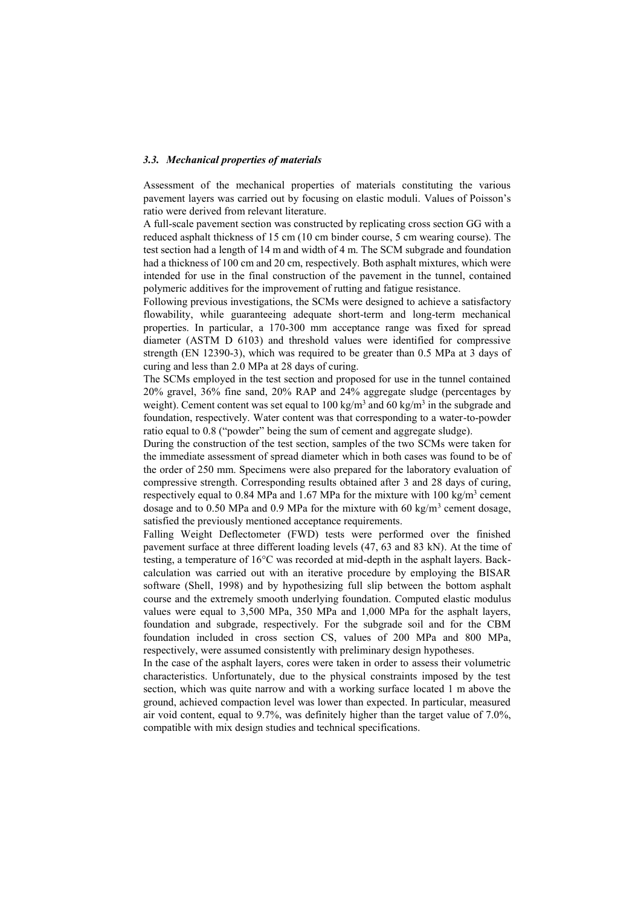### *3.3. Mechanical properties of materials*

Assessment of the mechanical properties of materials constituting the various pavement layers was carried out by focusing on elastic moduli. Values of Poisson's ratio were derived from relevant literature.

A full-scale pavement section was constructed by replicating cross section GG with a reduced asphalt thickness of 15 cm (10 cm binder course, 5 cm wearing course). The test section had a length of 14 m and width of 4 m. The SCM subgrade and foundation had a thickness of 100 cm and 20 cm, respectively. Both asphalt mixtures, which were intended for use in the final construction of the pavement in the tunnel, contained polymeric additives for the improvement of rutting and fatigue resistance.

Following previous investigations, the SCMs were designed to achieve a satisfactory flowability, while guaranteeing adequate short-term and long-term mechanical properties. In particular, a 170-300 mm acceptance range was fixed for spread diameter (ASTM D 6103) and threshold values were identified for compressive strength (EN 12390-3), which was required to be greater than 0.5 MPa at 3 days of curing and less than 2.0 MPa at 28 days of curing.

The SCMs employed in the test section and proposed for use in the tunnel contained 20% gravel, 36% fine sand, 20% RAP and 24% aggregate sludge (percentages by weight). Cement content was set equal to 100 kg/m$^3$ and 60 kg/m$^3$ in the subgrade and foundation, respectively. Water content was that corresponding to a water-to-powder ratio equal to 0.8 ("powder" being the sum of cement and aggregate sludge).

During the construction of the test section, samples of the two SCMs were taken for the immediate assessment of spread diameter which in both cases was found to be of the order of 250 mm. Specimens were also prepared for the laboratory evaluation of compressive strength. Corresponding results obtained after 3 and 28 days of curing, respectively equal to 0.84 MPa and 1.67 MPa for the mixture with 100 kg/m$^3$ cement dosage and to 0.50 MPa and 0.9 MPa for the mixture with 60 kg/m$^3$ cement dosage, satisfied the previously mentioned acceptance requirements.

Falling Weight Deflectometer (FWD) tests were performed over the finished pavement surface at three different loading levels (47, 63 and 83 kN). At the time of testing, a temperature of 16°C was recorded at mid-depth in the asphalt layers. Back-calculation was carried out with an iterative procedure by employing the BISAR software (Shell, 1998) and by hypothesizing full slip between the bottom asphalt course and the extremely smooth underlying foundation. Computed elastic modulus values were equal to 3,500 MPa, 350 MPa and 1,000 MPa for the asphalt layers, foundation and subgrade, respectively. For the subgrade soil and for the CBM foundation included in cross section CS, values of 200 MPa and 800 MPa, respectively, were assumed consistently with preliminary design hypotheses.

In the case of the asphalt layers, cores were taken in order to assess their volumetric characteristics. Unfortunately, due to the physical constraints imposed by the test section, which was quite narrow and with a working surface located 1 m above the ground, achieved compaction level was lower than expected. In particular, measured air void content, equal to 9.7%, was definitely higher than the target value of 7.0%, compatible with mix design studies and technical specifications.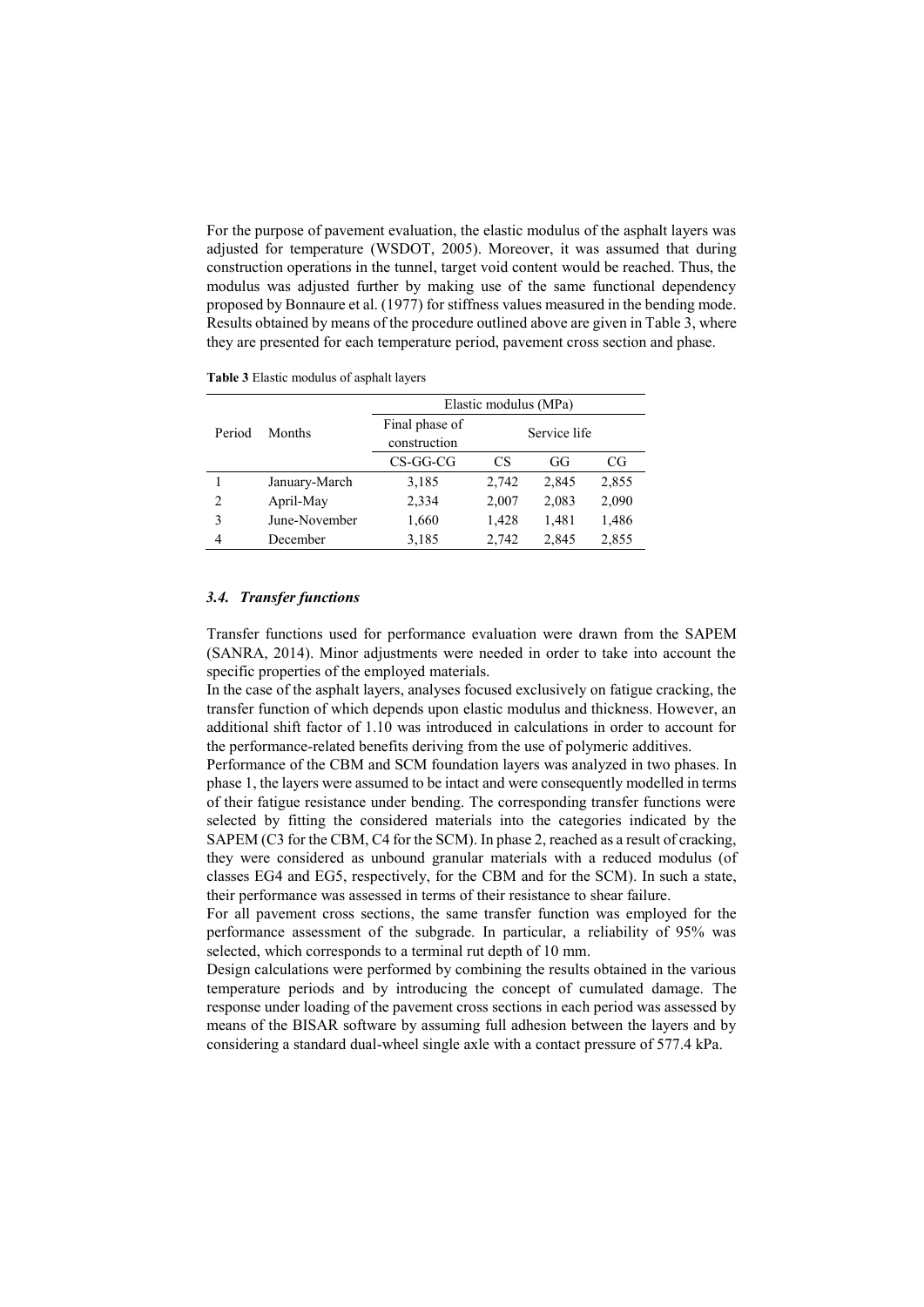For the purpose of pavement evaluation, the elastic modulus of the asphalt layers was adjusted for temperature (WSDOT, 2005). Moreover, it was assumed that during construction operations in the tunnel, target void content would be reached. Thus, the modulus was adjusted further by making use of the same functional dependency proposed by Bonnaure et al. (1977) for stiffness values measured in the bending mode. Results obtained by means of the procedure outlined above are given in Table 3, where they are presented for each temperature period, pavement cross section and phase.

**Table 3** Elastic modulus of asphalt layers

| Period | Months | Elastic modulus (MPa) | | | |
|---|---|---|---|---|---|
| | | Final phase of construction | Service life | | |
| | | CS-GG-CG | CS | GG | CG |
| 1 | January-March | 3,185 | 2,742 | 2,845 | 2,855 |
| 2 | April-May | 2,334 | 2,007 | 2,083 | 2,090 |
| 3 | June-November | 1,660 | 1,428 | 1,481 | 1,486 |
| 4 | December | 3,185 | 2,742 | 2,845 | 2,855 |

### *3.4. Transfer functions*

Transfer functions used for performance evaluation were drawn from the SAPEM (SANRA, 2014). Minor adjustments were needed in order to take into account the specific properties of the employed materials.

In the case of the asphalt layers, analyses focused exclusively on fatigue cracking, the transfer function of which depends upon elastic modulus and thickness. However, an additional shift factor of 1.10 was introduced in calculations in order to account for the performance-related benefits deriving from the use of polymeric additives.

Performance of the CBM and SCM foundation layers was analyzed in two phases. In phase 1, the layers were assumed to be intact and were consequently modelled in terms of their fatigue resistance under bending. The corresponding transfer functions were selected by fitting the considered materials into the categories indicated by the SAPEM (C3 for the CBM, C4 for the SCM). In phase 2, reached as a result of cracking, they were considered as unbound granular materials with a reduced modulus (of classes EG4 and EG5, respectively, for the CBM and for the SCM). In such a state, their performance was assessed in terms of their resistance to shear failure.

For all pavement cross sections, the same transfer function was employed for the performance assessment of the subgrade. In particular, a reliability of 95% was selected, which corresponds to a terminal rut depth of 10 mm.

Design calculations were performed by combining the results obtained in the various temperature periods and by introducing the concept of cumulated damage. The response under loading of the pavement cross sections in each period was assessed by means of the BISAR software by assuming full adhesion between the layers and by considering a standard dual-wheel single axle with a contact pressure of 577.4 kPa.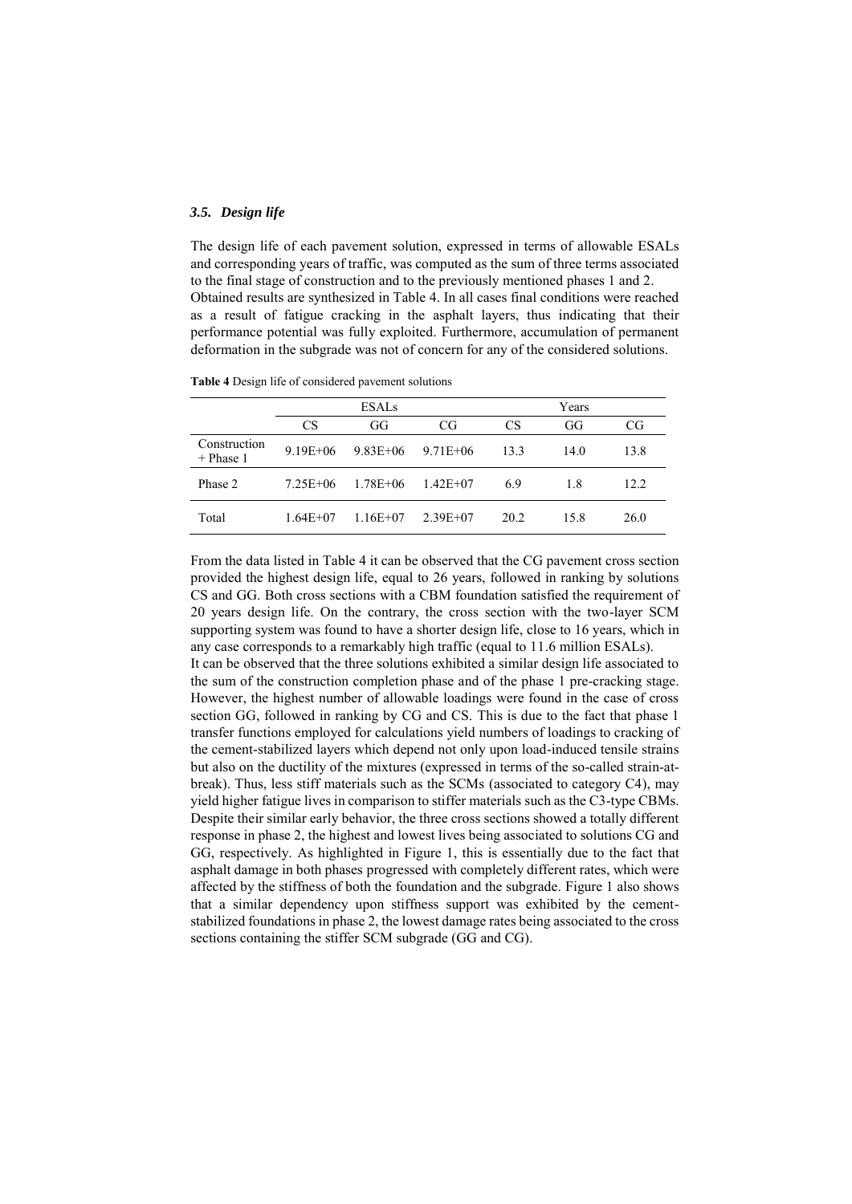### *3.5. Design life*

The design life of each pavement solution, expressed in terms of allowable ESALs and corresponding years of traffic, was computed as the sum of three terms associated to the final stage of construction and to the previously mentioned phases 1 and 2. Obtained results are synthesized in Table 4. In all cases final conditions were reached as a result of fatigue cracking in the asphalt layers, thus indicating that their performance potential was fully exploited. Furthermore, accumulation of permanent deformation in the subgrade was not of concern for any of the considered solutions.

**Table 4** Design life of considered pavement solutions

| | ESALs | | | Years | | |
|---|---|---|---|---|---|---|
| | CS | GG | CG | CS | GG | CG |
| Construction + Phase 1 | 9.19E+06 | 9.83E+06 | 9.71E+06 | 13.3 | 14.0 | 13.8 |
| Phase 2 | 7.25E+06 | 1.78E+06 | 1.42E+07 | 6.9 | 1.8 | 12.2 |
| Total | 1.64E+07 | 1.16E+07 | 2.39E+07 | 20.2 | 15.8 | 26.0 |

From the data listed in Table 4 it can be observed that the CG pavement cross section provided the highest design life, equal to 26 years, followed in ranking by solutions CS and GG. Both cross sections with a CBM foundation satisfied the requirement of 20 years design life. On the contrary, the cross section with the two-layer SCM supporting system was found to have a shorter design life, close to 16 years, which in any case corresponds to a remarkably high traffic (equal to 11.6 million ESALs).
It can be observed that the three solutions exhibited a similar design life associated to the sum of the construction completion phase and of the phase 1 pre-cracking stage. However, the highest number of allowable loadings were found in the case of cross section GG, followed in ranking by CG and CS. This is due to the fact that phase 1 transfer functions employed for calculations yield numbers of loadings to cracking of the cement-stabilized layers which depend not only upon load-induced tensile strains but also on the ductility of the mixtures (expressed in terms of the so-called strain-at-break). Thus, less stiff materials such as the SCMs (associated to category C4), may yield higher fatigue lives in comparison to stiffer materials such as the C3-type CBMs. Despite their similar early behavior, the three cross sections showed a totally different response in phase 2, the highest and lowest lives being associated to solutions CG and GG, respectively. As highlighted in Figure 1, this is essentially due to the fact that asphalt damage in both phases progressed with completely different rates, which were affected by the stiffness of both the foundation and the subgrade. Figure 1 also shows that a similar dependency upon stiffness support was exhibited by the cement-stabilized foundations in phase 2, the lowest damage rates being associated to the cross sections containing the stiffer SCM subgrade (GG and CG).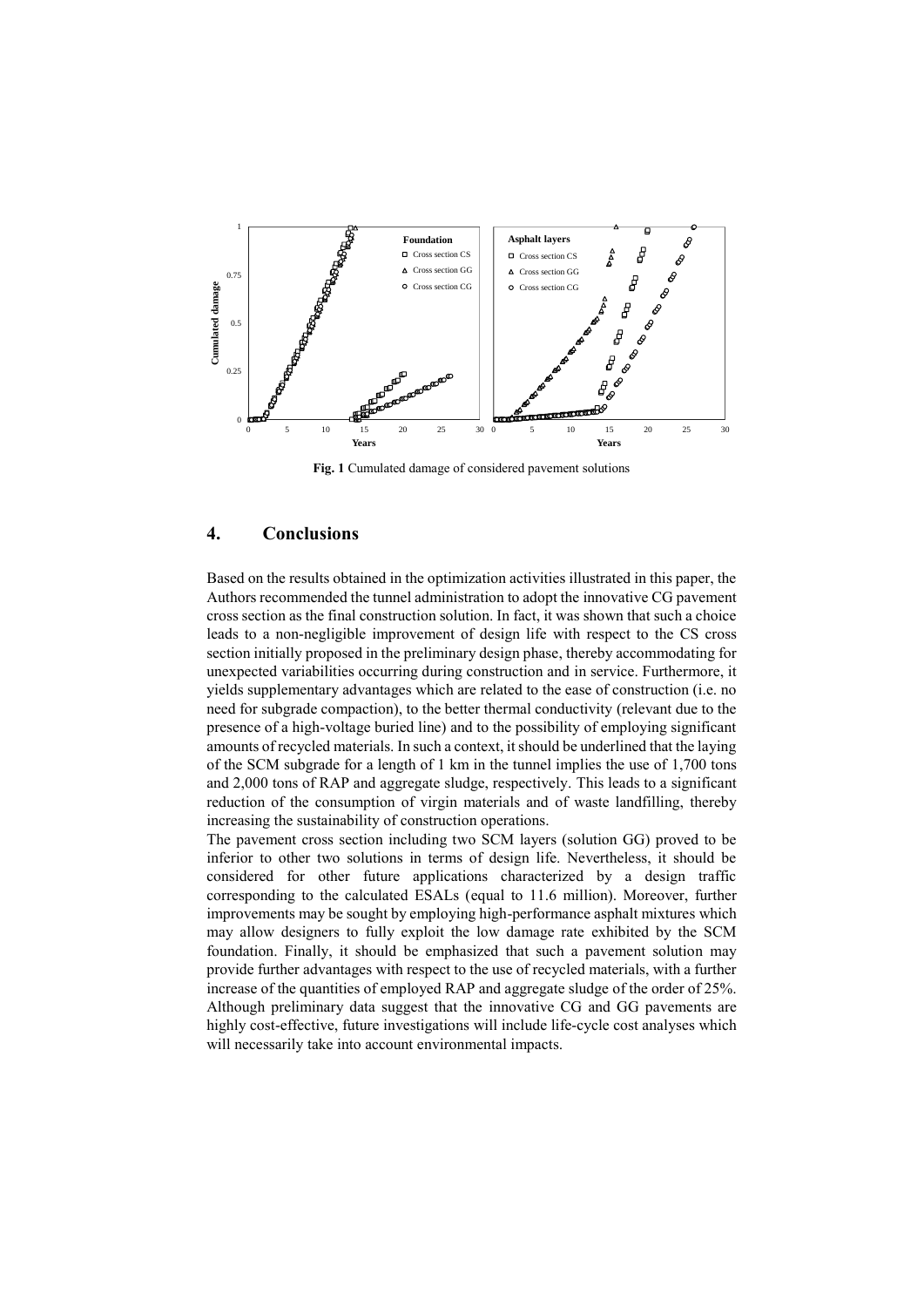Foundation

Cross section CS

Cross section GG

Cross section CG

Asphalt layers

Cross section CS

Cross section GG

Cross section CG

Cumulated damage

1

0.75

0.5

0.25

0

0 5 10 15 20 25 30

Years

0 5 10 15 20 25 30

Years

**Fig. 1** Cumulated damage of considered pavement solutions

## 4. Conclusions

Based on the results obtained in the optimization activities illustrated in this paper, the Authors recommended the tunnel administration to adopt the innovative CG pavement cross section as the final construction solution. In fact, it was shown that such a choice leads to a non-negligible improvement of design life with respect to the CS cross section initially proposed in the preliminary design phase, thereby accommodating for unexpected variabilities occurring during construction and in service. Furthermore, it yields supplementary advantages which are related to the ease of construction (i.e. no need for subgrade compaction), to the better thermal conductivity (relevant due to the presence of a high-voltage buried line) and to the possibility of employing significant amounts of recycled materials. In such a context, it should be underlined that the laying of the SCM subgrade for a length of 1 km in the tunnel implies the use of 1,700 tons and 2,000 tons of RAP and aggregate sludge, respectively. This leads to a significant reduction of the consumption of virgin materials and of waste landfilling, thereby increasing the sustainability of construction operations.

The pavement cross section including two SCM layers (solution GG) proved to be inferior to other two solutions in terms of design life. Nevertheless, it should be considered for other future applications characterized by a design traffic corresponding to the calculated ESALs (equal to 11.6 million). Moreover, further improvements may be sought by employing high-performance asphalt mixtures which may allow designers to fully exploit the low damage rate exhibited by the SCM foundation. Finally, it should be emphasized that such a pavement solution may provide further advantages with respect to the use of recycled materials, with a further increase of the quantities of employed RAP and aggregate sludge of the order of 25%. Although preliminary data suggest that the innovative CG and GG pavements are highly cost-effective, future investigations will include life-cycle cost analyses which will necessarily take into account environmental impacts.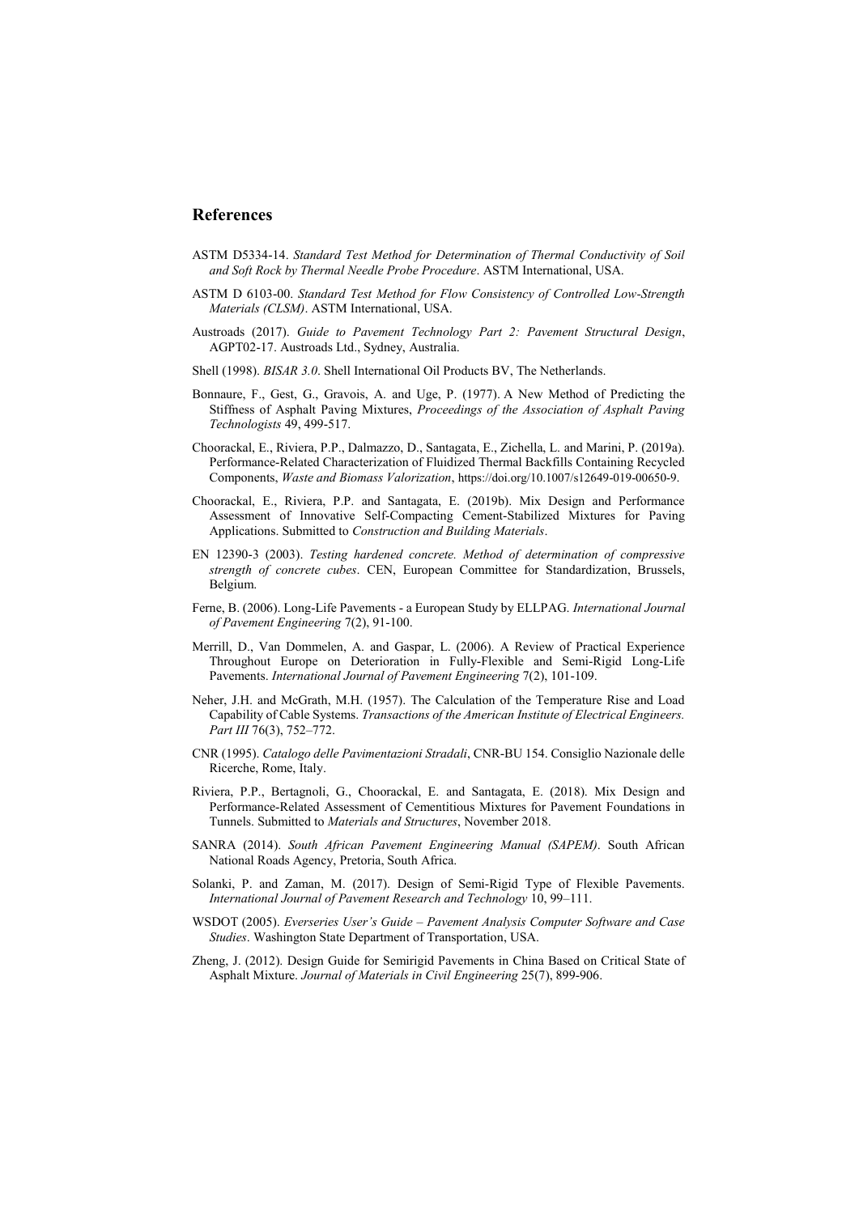## References

ASTM D5334-14. *Standard Test Method for Determination of Thermal Conductivity of Soil and Soft Rock by Thermal Needle Probe Procedure*. ASTM International, USA.

ASTM D 6103-00. *Standard Test Method for Flow Consistency of Controlled Low-Strength Materials (CLSM)*. ASTM International, USA.

Austroads (2017). *Guide to Pavement Technology Part 2: Pavement Structural Design*, AGPT02-17. Austroads Ltd., Sydney, Australia.

Shell (1998). *BISAR 3.0*. Shell International Oil Products BV, The Netherlands.

Bonnaure, F., Gest, G., Gravois, A. and Uge, P. (1977). A New Method of Predicting the Stiffness of Asphalt Paving Mixtures, *Proceedings of the Association of Asphalt Paving Technologists* 49, 499-517.

Choorackal, E., Riviera, P.P., Dalmazzo, D., Santagata, E., Zichella, L. and Marini, P. (2019a). Performance-Related Characterization of Fluidized Thermal Backfills Containing Recycled Components, *Waste and Biomass Valorization*, https://doi.org/10.1007/s12649-019-00650-9.

Choorackal, E., Riviera, P.P. and Santagata, E. (2019b). Mix Design and Performance Assessment of Innovative Self-Compacting Cement-Stabilized Mixtures for Paving Applications. Submitted to *Construction and Building Materials*.

EN 12390-3 (2003). *Testing hardened concrete. Method of determination of compressive strength of concrete cubes*. CEN, European Committee for Standardization, Brussels, Belgium.

Ferne, B. (2006). Long-Life Pavements - a European Study by ELLPAG. *International Journal of Pavement Engineering* 7(2), 91-100.

Merrill, D., Van Dommelen, A. and Gaspar, L. (2006). A Review of Practical Experience Throughout Europe on Deterioration in Fully-Flexible and Semi-Rigid Long-Life Pavements. *International Journal of Pavement Engineering* 7(2), 101-109.

Neher, J.H. and McGrath, M.H. (1957). The Calculation of the Temperature Rise and Load Capability of Cable Systems. *Transactions of the American Institute of Electrical Engineers. Part III* 76(3), 752–772.

CNR (1995). *Catalogo delle Pavimentazioni Stradali*, CNR-BU 154. Consiglio Nazionale delle Ricerche, Rome, Italy.

Riviera, P.P., Bertagnoli, G., Choorackal, E. and Santagata, E. (2018). Mix Design and Performance-Related Assessment of Cementitious Mixtures for Pavement Foundations in Tunnels. Submitted to *Materials and Structures*, November 2018.

SANRA (2014). *South African Pavement Engineering Manual (SAPEM)*. South African National Roads Agency, Pretoria, South Africa.

Solanki, P. and Zaman, M. (2017). Design of Semi-Rigid Type of Flexible Pavements. *International Journal of Pavement Research and Technology* 10, 99–111.

WSDOT (2005). *Everseries User's Guide – Pavement Analysis Computer Software and Case Studies*. Washington State Department of Transportation, USA.

Zheng, J. (2012). Design Guide for Semirigid Pavements in China Based on Critical State of Asphalt Mixture. *Journal of Materials in Civil Engineering* 25(7), 899-906.